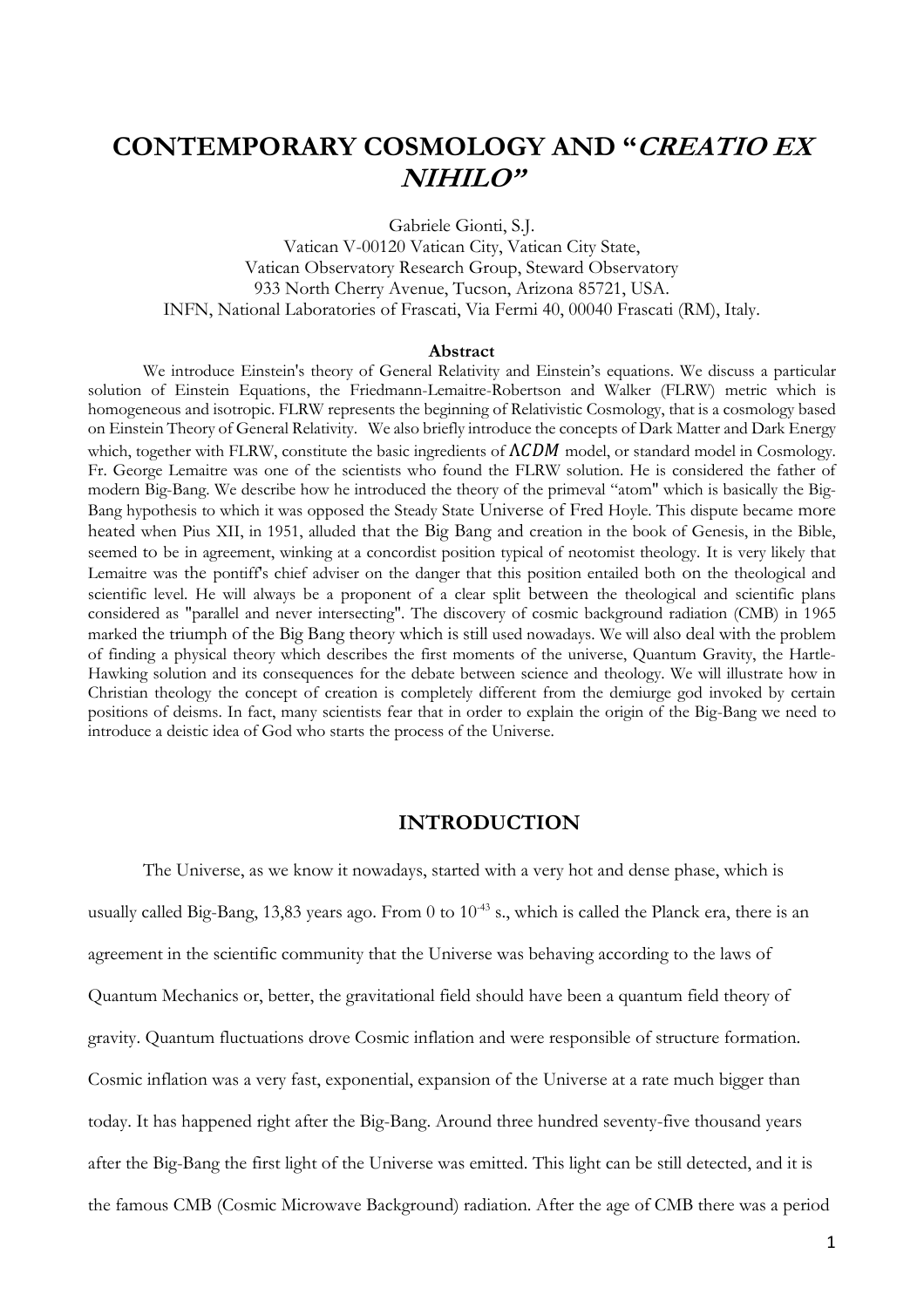# CONTEMPORARY COSMOLOGY AND "*CREATIO EX NIHILO*"

Gabriele Gionti, S.J.
Vatican V-00120 Vatican City, Vatican City State,
Vatican Observatory Research Group, Steward Observatory
933 North Cherry Avenue, Tucson, Arizona 85721, USA.
INFN, National Laboratories of Frascati, Via Fermi 40, 00040 Frascati (RM), Italy.

**Abstract**

We introduce Einstein's theory of General Relativity and Einstein's equations. We discuss a particular solution of Einstein Equations, the Friedmann-Lemaitre-Robertson and Walker (FLRW) metric which is homogeneous and isotropic. FLRW represents the beginning of Relativistic Cosmology, that is a cosmology based on Einstein Theory of General Relativity. We also briefly introduce the concepts of Dark Matter and Dark Energy which, together with FLRW, constitute the basic ingredients of $\Lambda CDM$ model, or standard model in Cosmology. Fr. George Lemaitre was one of the scientists who found the FLRW solution. He is considered the father of modern Big-Bang. We describe how he introduced the theory of the primeval "atom" which is basically the Big-Bang hypothesis to which it was opposed the Steady State Universe of Fred Hoyle. This dispute became more heated when Pius XII, in 1951, alluded that the Big Bang and creation in the book of Genesis, in the Bible, seemed to be in agreement, winking at a concordist position typical of neotomist theology. It is very likely that Lemaitre was the pontiff's chief adviser on the danger that this position entailed both on the theological and scientific level. He will always be a proponent of a clear split between the theological and scientific plans considered as "parallel and never intersecting". The discovery of cosmic background radiation (CMB) in 1965 marked the triumph of the Big Bang theory which is still used nowadays. We will also deal with the problem of finding a physical theory which describes the first moments of the universe, Quantum Gravity, the Hartle-Hawking solution and its consequences for the debate between science and theology. We will illustrate how in Christian theology the concept of creation is completely different from the demiurge god invoked by certain positions of deisms. In fact, many scientists fear that in order to explain the origin of the Big-Bang we need to introduce a deistic idea of God who starts the process of the Universe.

## INTRODUCTION

The Universe, as we know it nowadays, started with a very hot and dense phase, which is usually called Big-Bang, 13,83 years ago. From 0 to $10^{-43}$ s., which is called the Planck era, there is an agreement in the scientific community that the Universe was behaving according to the laws of Quantum Mechanics or, better, the gravitational field should have been a quantum field theory of gravity. Quantum fluctuations drove Cosmic inflation and were responsible of structure formation. Cosmic inflation was a very fast, exponential, expansion of the Universe at a rate much bigger than today. It has happened right after the Big-Bang. Around three hundred seventy-five thousand years after the Big-Bang the first light of the Universe was emitted. This light can be still detected, and it is the famous CMB (Cosmic Microwave Background) radiation. After the age of CMB there was a period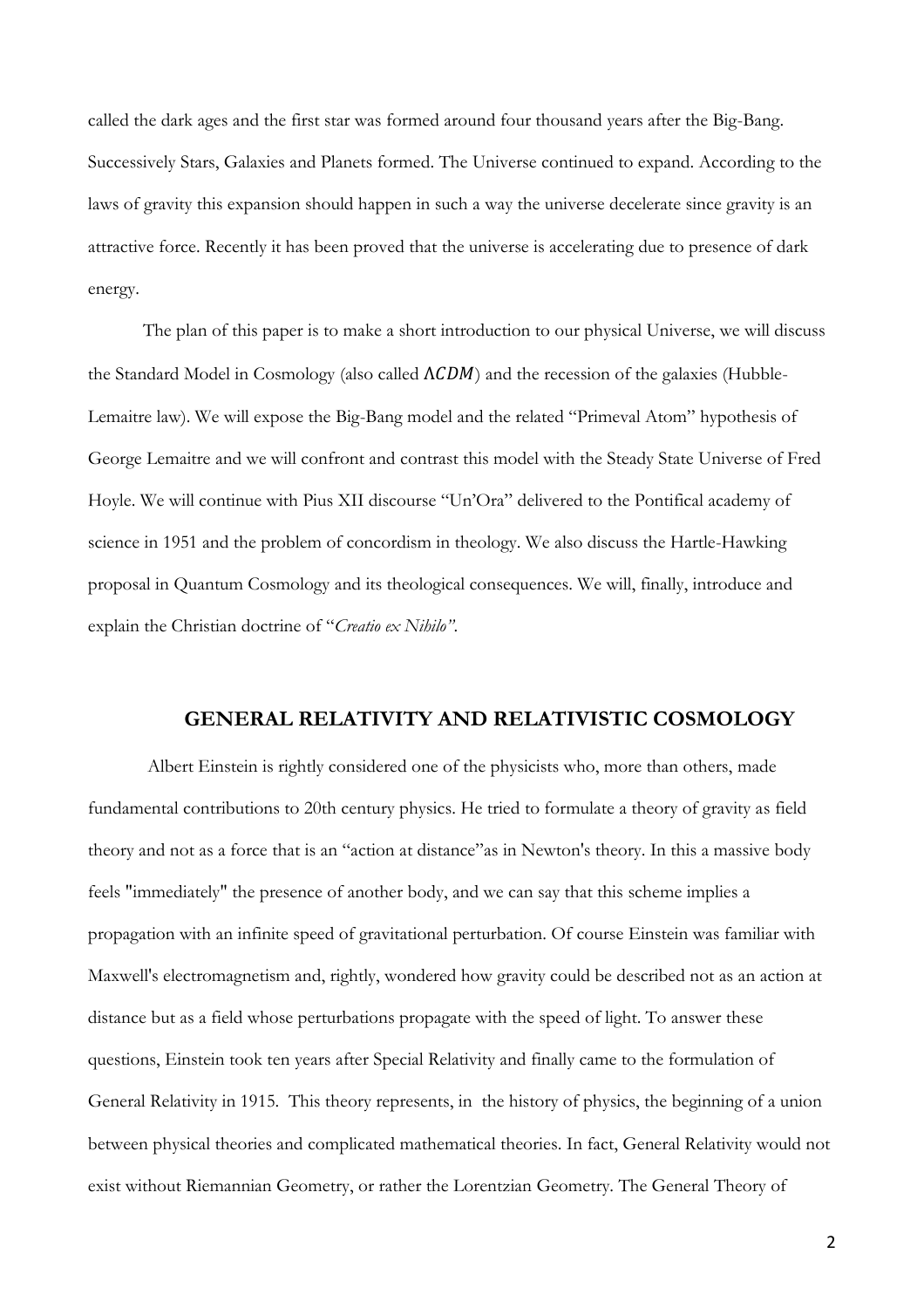called the dark ages and the first star was formed around four thousand years after the Big-Bang. Successively Stars, Galaxies and Planets formed. The Universe continued to expand. According to the laws of gravity this expansion should happen in such a way the universe decelerate since gravity is an attractive force. Recently it has been proved that the universe is accelerating due to presence of dark energy.

The plan of this paper is to make a short introduction to our physical Universe, we will discuss the Standard Model in Cosmology (also called $\Lambda CDM$) and the recession of the galaxies (Hubble-Lemaitre law). We will expose the Big-Bang model and the related "Primeval Atom" hypothesis of George Lemaitre and we will confront and contrast this model with the Steady State Universe of Fred Hoyle. We will continue with Pius XII discourse "Un'Ora" delivered to the Pontifical academy of science in 1951 and the problem of concordism in theology. We also discuss the Hartle-Hawking proposal in Quantum Cosmology and its theological consequences. We will, finally, introduce and explain the Christian doctrine of "*Creatio ex Nihilo"*.

## GENERAL RELATIVITY AND RELATIVISTIC COSMOLOGY

Albert Einstein is rightly considered one of the physicists who, more than others, made fundamental contributions to 20th century physics. He tried to formulate a theory of gravity as field theory and not as a force that is an "action at distance"as in Newton's theory. In this a massive body feels "immediately" the presence of another body, and we can say that this scheme implies a propagation with an infinite speed of gravitational perturbation. Of course Einstein was familiar with Maxwell's electromagnetism and, rightly, wondered how gravity could be described not as an action at distance but as a field whose perturbations propagate with the speed of light. To answer these questions, Einstein took ten years after Special Relativity and finally came to the formulation of General Relativity in 1915. This theory represents, in the history of physics, the beginning of a union between physical theories and complicated mathematical theories. In fact, General Relativity would not exist without Riemannian Geometry, or rather the Lorentzian Geometry. The General Theory of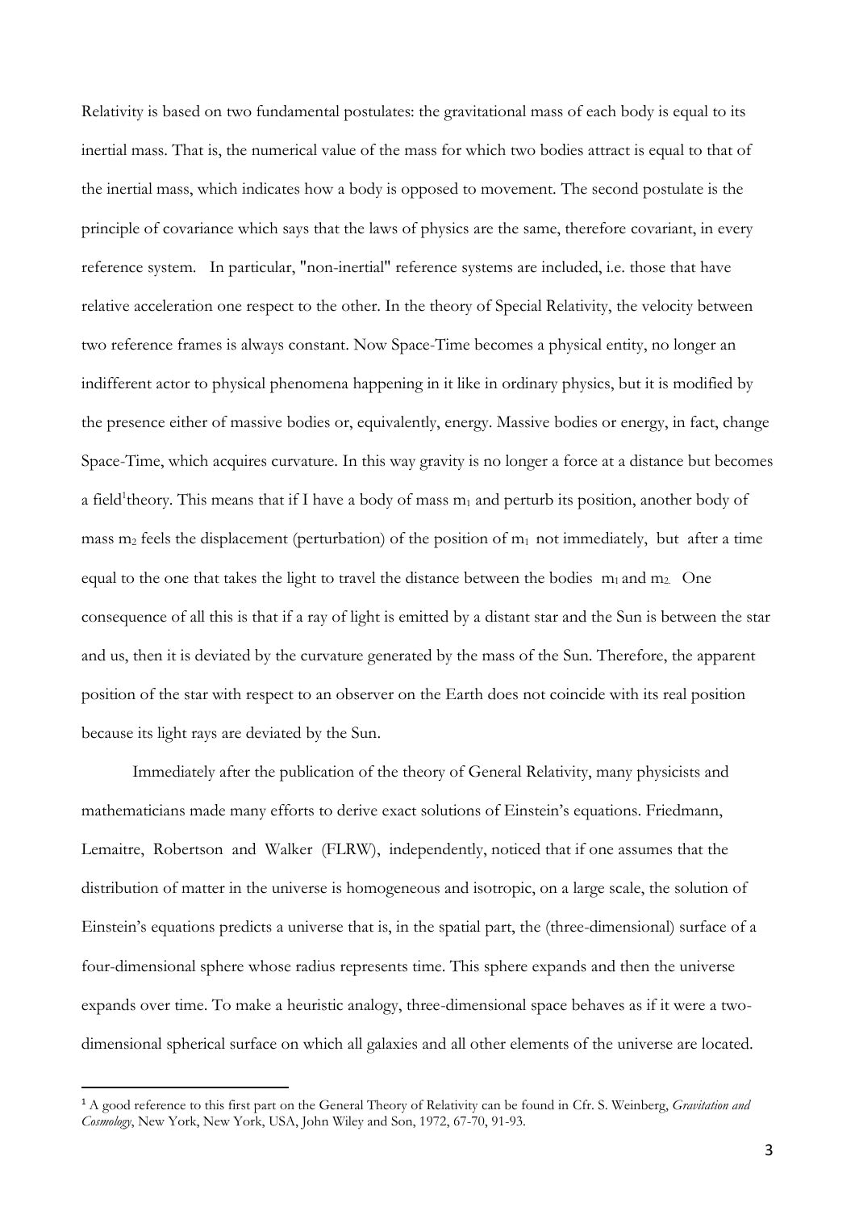Relativity is based on two fundamental postulates: the gravitational mass of each body is equal to its inertial mass. That is, the numerical value of the mass for which two bodies attract is equal to that of the inertial mass, which indicates how a body is opposed to movement. The second postulate is the principle of covariance which says that the laws of physics are the same, therefore covariant, in every reference system. In particular, "non-inertial" reference systems are included, i.e. those that have relative acceleration one respect to the other. In the theory of Special Relativity, the velocity between two reference frames is always constant. Now Space-Time becomes a physical entity, no longer an indifferent actor to physical phenomena happening in it like in ordinary physics, but it is modified by the presence either of massive bodies or, equivalently, energy. Massive bodies or energy, in fact, change Space-Time, which acquires curvature. In this way gravity is no longer a force at a distance but becomes a field[1]theory. This means that if I have a body of mass $m_1$ and perturb its position, another body of mass $m_2$ feels the displacement (perturbation) of the position of $m_1$ not immediately, but after a time equal to the one that takes the light to travel the distance between the bodies $m_1$ and $m_2$. One consequence of all this is that if a ray of light is emitted by a distant star and the Sun is between the star and us, then it is deviated by the curvature generated by the mass of the Sun. Therefore, the apparent position of the star with respect to an observer on the Earth does not coincide with its real position because its light rays are deviated by the Sun.

Immediately after the publication of the theory of General Relativity, many physicists and mathematicians made many efforts to derive exact solutions of Einstein's equations. Friedmann, Lemaitre, Robertson and Walker (FLRW), independently, noticed that if one assumes that the distribution of matter in the universe is homogeneous and isotropic, on a large scale, the solution of Einstein's equations predicts a universe that is, in the spatial part, the (three-dimensional) surface of a four-dimensional sphere whose radius represents time. This sphere expands and then the universe expands over time. To make a heuristic analogy, three-dimensional space behaves as if it were a two-dimensional spherical surface on which all galaxies and all other elements of the universe are located.

---

[1] A good reference to this first part on the General Theory of Relativity can be found in Cfr. S. Weinberg, *Gravitation and Cosmology*, New York, New York, USA, John Wiley and Son, 1972, 67-70, 91-93.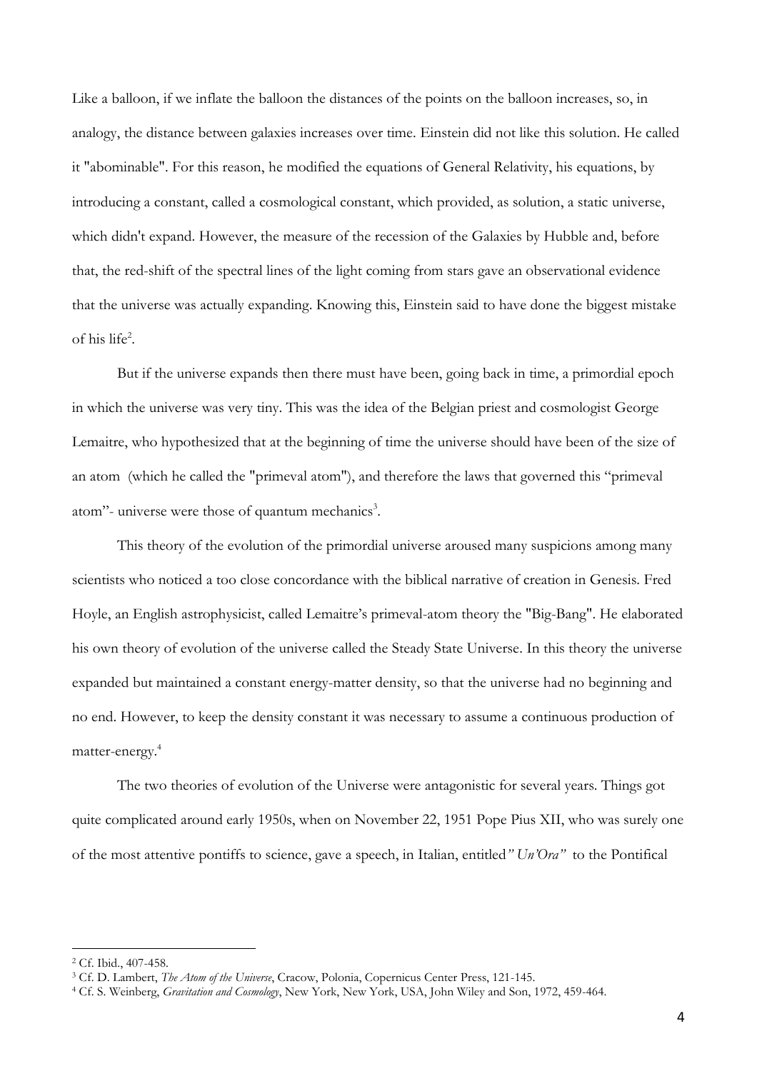Like a balloon, if we inflate the balloon the distances of the points on the balloon increases, so, in analogy, the distance between galaxies increases over time. Einstein did not like this solution. He called it "abominable". For this reason, he modified the equations of General Relativity, his equations, by introducing a constant, called a cosmological constant, which provided, as solution, a static universe, which didn't expand. However, the measure of the recession of the Galaxies by Hubble and, before that, the red-shift of the spectral lines of the light coming from stars gave an observational evidence that the universe was actually expanding. Knowing this, Einstein said to have done the biggest mistake of his life[2].

But if the universe expands then there must have been, going back in time, a primordial epoch in which the universe was very tiny. This was the idea of the Belgian priest and cosmologist George Lemaitre, who hypothesized that at the beginning of time the universe should have been of the size of an atom (which he called the "primeval atom"), and therefore the laws that governed this "primeval atom"- universe were those of quantum mechanics[3].

This theory of the evolution of the primordial universe aroused many suspicions among many scientists who noticed a too close concordance with the biblical narrative of creation in Genesis. Fred Hoyle, an English astrophysicist, called Lemaitre's primeval-atom theory the "Big-Bang". He elaborated his own theory of evolution of the universe called the Steady State Universe. In this theory the universe expanded but maintained a constant energy-matter density, so that the universe had no beginning and no end. However, to keep the density constant it was necessary to assume a continuous production of matter-energy.[4]

The two theories of evolution of the Universe were antagonistic for several years. Things got quite complicated around early 1950s, when on November 22, 1951 Pope Pius XII, who was surely one of the most attentive pontiffs to science, gave a speech, in Italian, entitled *" Un'Ora"* to the Pontifical

---

[2] Cf. Ibid., 407-458.

[3] Cf. D. Lambert, *The Atom of the Universe*, Cracow, Polonia, Copernicus Center Press, 121-145.

[4] Cf. S. Weinberg, *Gravitation and Cosmology*, New York, New York, USA, John Wiley and Son, 1972, 459-464.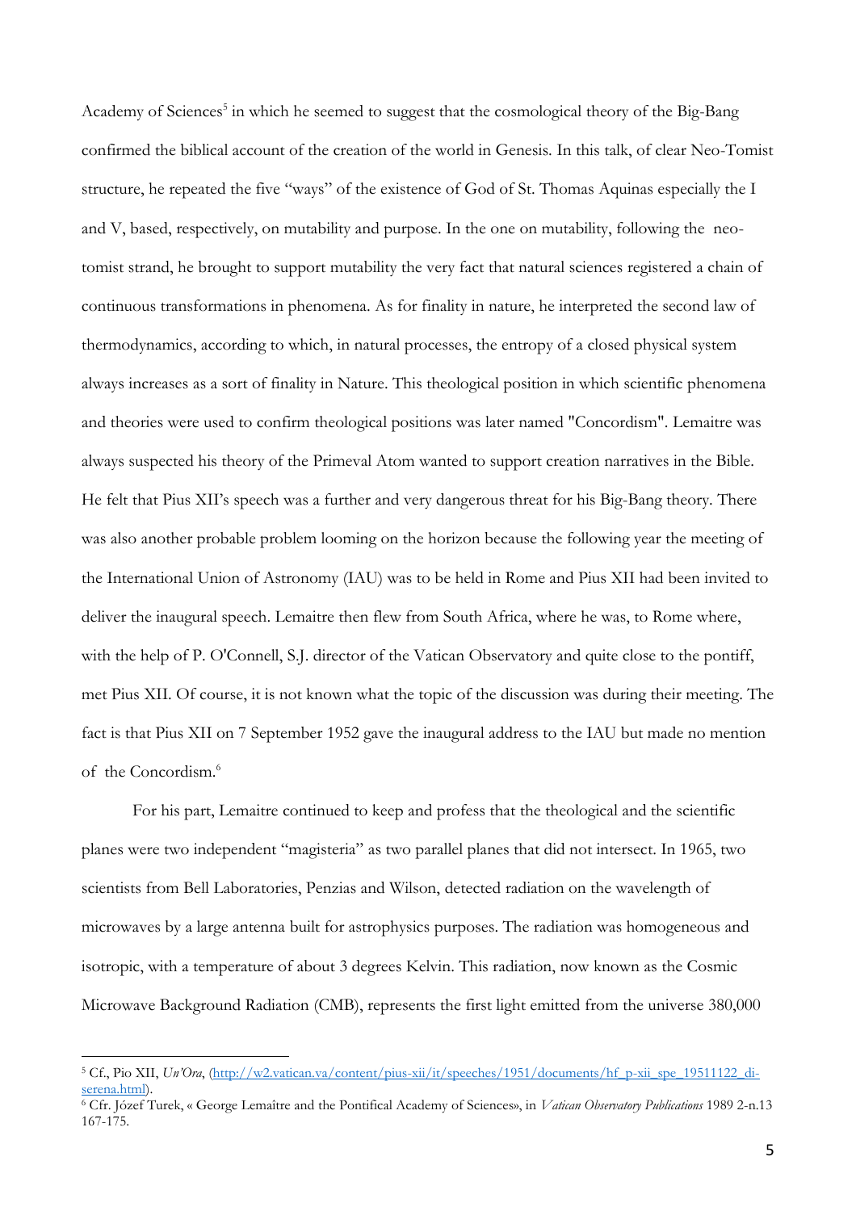Academy of Sciences[5] in which he seemed to suggest that the cosmological theory of the Big-Bang confirmed the biblical account of the creation of the world in Genesis. In this talk, of clear Neo-Tomist structure, he repeated the five "ways" of the existence of God of St. Thomas Aquinas especially the I and V, based, respectively, on mutability and purpose. In the one on mutability, following the neo-tomist strand, he brought to support mutability the very fact that natural sciences registered a chain of continuous transformations in phenomena. As for finality in nature, he interpreted the second law of thermodynamics, according to which, in natural processes, the entropy of a closed physical system always increases as a sort of finality in Nature. This theological position in which scientific phenomena and theories were used to confirm theological positions was later named "Concordism". Lemaitre was always suspected his theory of the Primeval Atom wanted to support creation narratives in the Bible. He felt that Pius XII's speech was a further and very dangerous threat for his Big-Bang theory. There was also another probable problem looming on the horizon because the following year the meeting of the International Union of Astronomy (IAU) was to be held in Rome and Pius XII had been invited to deliver the inaugural speech. Lemaitre then flew from South Africa, where he was, to Rome where, with the help of P. O'Connell, S.J. director of the Vatican Observatory and quite close to the pontiff, met Pius XII. Of course, it is not known what the topic of the discussion was during their meeting. The fact is that Pius XII on 7 September 1952 gave the inaugural address to the IAU but made no mention of the Concordism.[6]

For his part, Lemaitre continued to keep and profess that the theological and the scientific planes were two independent "magisteria" as two parallel planes that did not intersect. In 1965, two scientists from Bell Laboratories, Penzias and Wilson, detected radiation on the wavelength of microwaves by a large antenna built for astrophysics purposes. The radiation was homogeneous and isotropic, with a temperature of about 3 degrees Kelvin. This radiation, now known as the Cosmic Microwave Background Radiation (CMB), represents the first light emitted from the universe 380,000

---

[5] Cf., Pio XII, *Un'Ora*, (http://w2.vatican.va/content/pius-xii/it/speeches/1951/documents/hf_p-xii_spe_19511122_di-serena.html).

[6] Cfr. Józef Turek, « George Lemaître and the Pontifical Academy of Sciences», in *Vatican Observatory Publications* 1989 2-n.13 167-175.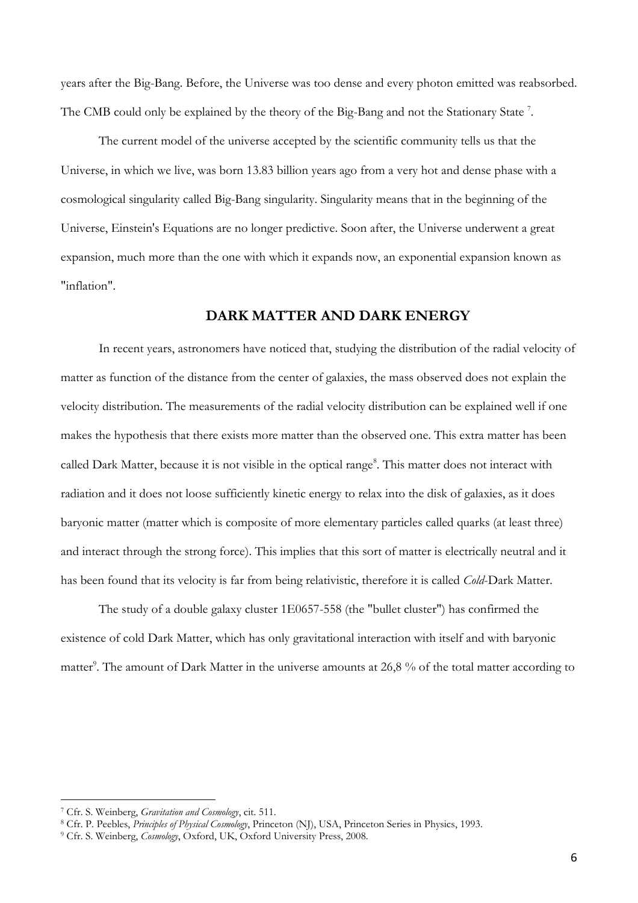years after the Big-Bang. Before, the Universe was too dense and every photon emitted was reabsorbed. The CMB could only be explained by the theory of the Big-Bang and not the Stationary State [7].

The current model of the universe accepted by the scientific community tells us that the Universe, in which we live, was born 13.83 billion years ago from a very hot and dense phase with a cosmological singularity called Big-Bang singularity. Singularity means that in the beginning of the Universe, Einstein's Equations are no longer predictive. Soon after, the Universe underwent a great expansion, much more than the one with which it expands now, an exponential expansion known as "inflation".

## DARK MATTER AND DARK ENERGY

In recent years, astronomers have noticed that, studying the distribution of the radial velocity of matter as function of the distance from the center of galaxies, the mass observed does not explain the velocity distribution. The measurements of the radial velocity distribution can be explained well if one makes the hypothesis that there exists more matter than the observed one. This extra matter has been called Dark Matter, because it is not visible in the optical range[8]. This matter does not interact with radiation and it does not loose sufficiently kinetic energy to relax into the disk of galaxies, as it does baryonic matter (matter which is composite of more elementary particles called quarks (at least three) and interact through the strong force). This implies that this sort of matter is electrically neutral and it has been found that its velocity is far from being relativistic, therefore it is called *Cold*-Dark Matter.

The study of a double galaxy cluster 1E0657-558 (the "bullet cluster") has confirmed the existence of cold Dark Matter, which has only gravitational interaction with itself and with baryonic matter[9]. The amount of Dark Matter in the universe amounts at 26,8 % of the total matter according to

---

[7] Cfr. S. Weinberg, *Gravitation and Cosmology*, cit. 511.

[8] Cfr. P. Peebles, *Principles of Physical Cosmology*, Princeton (NJ), USA, Princeton Series in Physics, 1993.

[9] Cfr. S. Weinberg, *Cosmology*, Oxford, UK, Oxford University Press, 2008.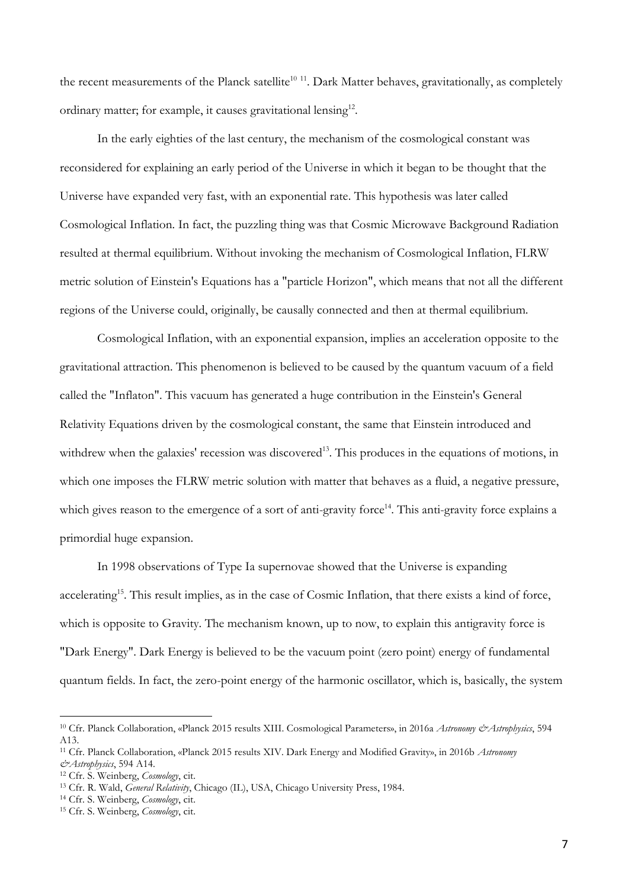the recent measurements of the Planck satellite[10] [11]. Dark Matter behaves, gravitationally, as completely ordinary matter; for example, it causes gravitational lensing[12].

In the early eighties of the last century, the mechanism of the cosmological constant was reconsidered for explaining an early period of the Universe in which it began to be thought that the Universe have expanded very fast, with an exponential rate. This hypothesis was later called Cosmological Inflation. In fact, the puzzling thing was that Cosmic Microwave Background Radiation resulted at thermal equilibrium. Without invoking the mechanism of Cosmological Inflation, FLRW metric solution of Einstein's Equations has a "particle Horizon", which means that not all the different regions of the Universe could, originally, be causally connected and then at thermal equilibrium.

Cosmological Inflation, with an exponential expansion, implies an acceleration opposite to the gravitational attraction. This phenomenon is believed to be caused by the quantum vacuum of a field called the "Inflaton". This vacuum has generated a huge contribution in the Einstein's General Relativity Equations driven by the cosmological constant, the same that Einstein introduced and withdrew when the galaxies' recession was discovered[13]. This produces in the equations of motions, in which one imposes the FLRW metric solution with matter that behaves as a fluid, a negative pressure, which gives reason to the emergence of a sort of anti-gravity force[14]. This anti-gravity force explains a primordial huge expansion.

In 1998 observations of Type Ia supernovae showed that the Universe is expanding accelerating[15]. This result implies, as in the case of Cosmic Inflation, that there exists a kind of force, which is opposite to Gravity. The mechanism known, up to now, to explain this antigravity force is "Dark Energy". Dark Energy is believed to be the vacuum point (zero point) energy of fundamental quantum fields. In fact, the zero-point energy of the harmonic oscillator, which is, basically, the system

---

[10] Cfr. Planck Collaboration, «Planck 2015 results XIII. Cosmological Parameters», in 2016a *Astronomy &Astrophysics*, 594 A13.

[11] Cfr. Planck Collaboration, «Planck 2015 results XIV. Dark Energy and Modified Gravity», in 2016b *Astronomy &Astrophysics*, 594 A14.

[12] Cfr. S. Weinberg, *Cosmology*, cit.

[13] Cfr. R. Wald, *General Relativity*, Chicago (IL), USA, Chicago University Press, 1984.

[14] Cfr. S. Weinberg, *Cosmology*, cit.

[15] Cfr. S. Weinberg, *Cosmology*, cit.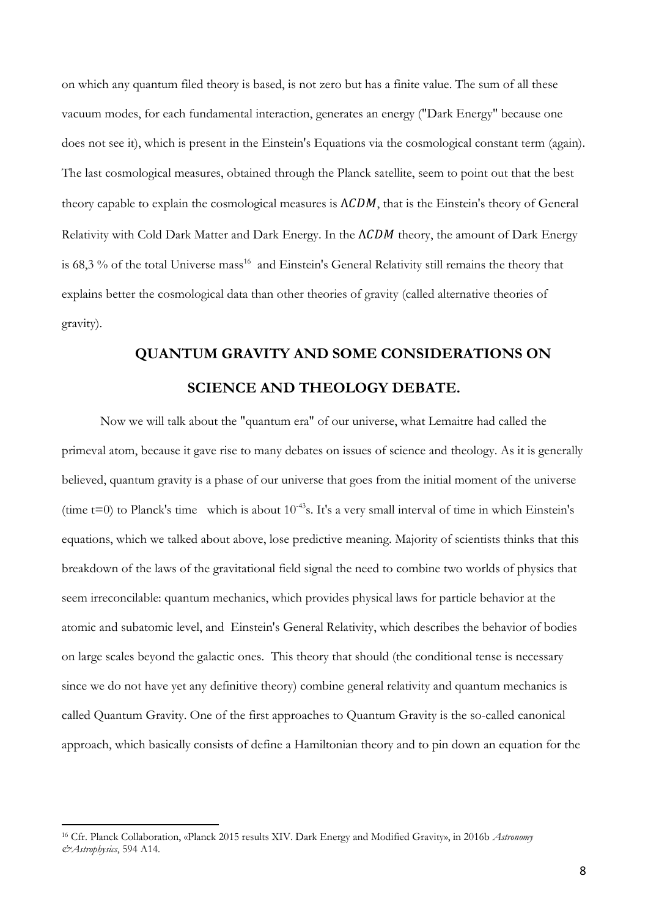on which any quantum filed theory is based, is not zero but has a finite value. The sum of all these vacuum modes, for each fundamental interaction, generates an energy ("Dark Energy" because one does not see it), which is present in the Einstein's Equations via the cosmological constant term (again). The last cosmological measures, obtained through the Planck satellite, seem to point out that the best theory capable to explain the cosmological measures is $\Lambda CDM$, that is the Einstein's theory of General Relativity with Cold Dark Matter and Dark Energy. In the $\Lambda CDM$ theory, the amount of Dark Energy is 68,3 % of the total Universe mass[16] and Einstein's General Relativity still remains the theory that explains better the cosmological data than other theories of gravity (called alternative theories of gravity).

## QUANTUM GRAVITY AND SOME CONSIDERATIONS ON SCIENCE AND THEOLOGY DEBATE.

Now we will talk about the "quantum era" of our universe, what Lemaitre had called the primeval atom, because it gave rise to many debates on issues of science and theology. As it is generally believed, quantum gravity is a phase of our universe that goes from the initial moment of the universe (time t=0) to Planck's time which is about $10^{-43}$s. It's a very small interval of time in which Einstein's equations, which we talked about above, lose predictive meaning. Majority of scientists thinks that this breakdown of the laws of the gravitational field signal the need to combine two worlds of physics that seem irreconcilable: quantum mechanics, which provides physical laws for particle behavior at the atomic and subatomic level, and Einstein's General Relativity, which describes the behavior of bodies on large scales beyond the galactic ones. This theory that should (the conditional tense is necessary since we do not have yet any definitive theory) combine general relativity and quantum mechanics is called Quantum Gravity. One of the first approaches to Quantum Gravity is the so-called canonical approach, which basically consists of define a Hamiltonian theory and to pin down an equation for the

---

[16] Cfr. Planck Collaboration, «Planck 2015 results XIV. Dark Energy and Modified Gravity», in 2016b *Astronomy &Astrophysics*, 594 A14.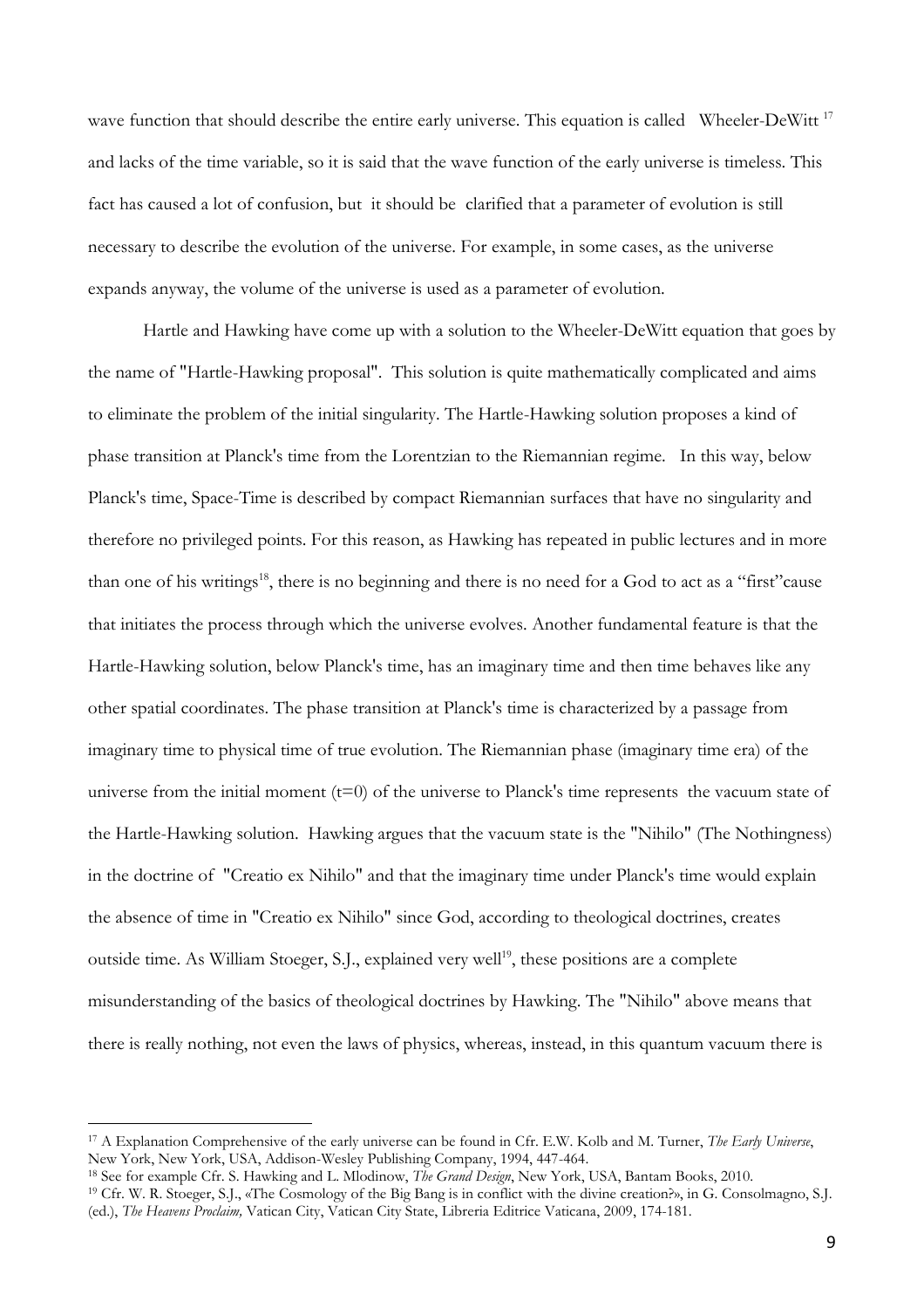wave function that should describe the entire early universe. This equation is called Wheeler-DeWitt [17] and lacks of the time variable, so it is said that the wave function of the early universe is timeless. This fact has caused a lot of confusion, but it should be clarified that a parameter of evolution is still necessary to describe the evolution of the universe. For example, in some cases, as the universe expands anyway, the volume of the universe is used as a parameter of evolution.

Hartle and Hawking have come up with a solution to the Wheeler-DeWitt equation that goes by the name of "Hartle-Hawking proposal". This solution is quite mathematically complicated and aims to eliminate the problem of the initial singularity. The Hartle-Hawking solution proposes a kind of phase transition at Planck's time from the Lorentzian to the Riemannian regime. In this way, below Planck's time, Space-Time is described by compact Riemannian surfaces that have no singularity and therefore no privileged points. For this reason, as Hawking has repeated in public lectures and in more than one of his writings[18], there is no beginning and there is no need for a God to act as a "first"cause that initiates the process through which the universe evolves. Another fundamental feature is that the Hartle-Hawking solution, below Planck's time, has an imaginary time and then time behaves like any other spatial coordinates. The phase transition at Planck's time is characterized by a passage from imaginary time to physical time of true evolution. The Riemannian phase (imaginary time era) of the universe from the initial moment ($t=0$) of the universe to Planck's time represents the vacuum state of the Hartle-Hawking solution. Hawking argues that the vacuum state is the "Nihilo" (The Nothingness) in the doctrine of "Creatio ex Nihilo" and that the imaginary time under Planck's time would explain the absence of time in "Creatio ex Nihilo" since God, according to theological doctrines, creates outside time. As William Stoeger, S.J., explained very well[19], these positions are a complete misunderstanding of the basics of theological doctrines by Hawking. The "Nihilo" above means that there is really nothing, not even the laws of physics, whereas, instead, in this quantum vacuum there is

---

[17] A Explanation Comprehensive of the early universe can be found in Cfr. E.W. Kolb and M. Turner, *The Early Universe*, New York, New York, USA, Addison-Wesley Publishing Company, 1994, 447-464.

[18] See for example Cfr. S. Hawking and L. Mlodinow, *The Grand Design*, New York, USA, Bantam Books, 2010.

[19] Cfr. W. R. Stoeger, S.J., «The Cosmology of the Big Bang is in conflict with the divine creation?», in G. Consolmagno, S.J. (ed.), *The Heavens Proclaim,* Vatican City, Vatican City State, Libreria Editrice Vaticana, 2009, 174-181.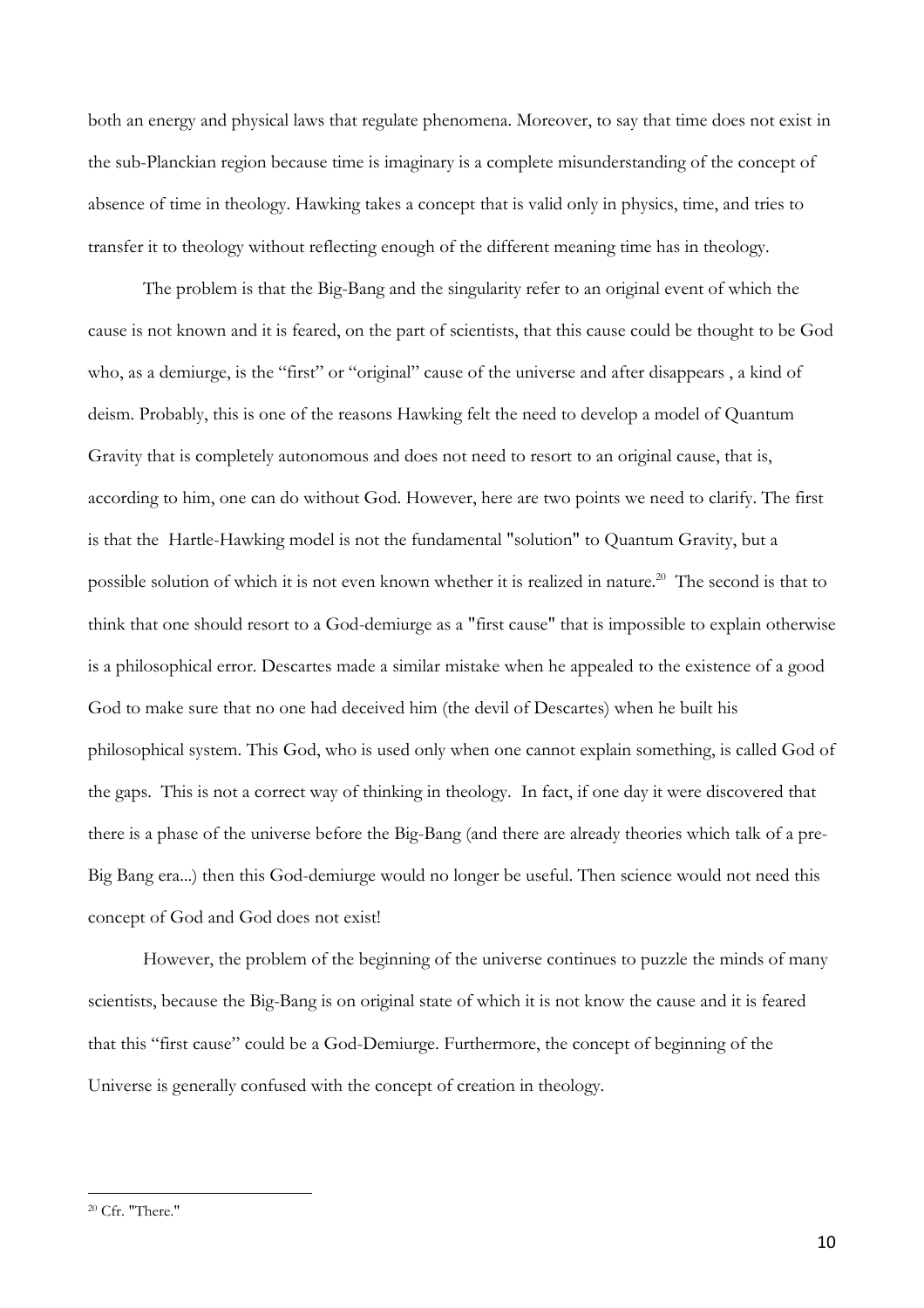both an energy and physical laws that regulate phenomena. Moreover, to say that time does not exist in the sub-Planckian region because time is imaginary is a complete misunderstanding of the concept of absence of time in theology. Hawking takes a concept that is valid only in physics, time, and tries to transfer it to theology without reflecting enough of the different meaning time has in theology.

The problem is that the Big-Bang and the singularity refer to an original event of which the cause is not known and it is feared, on the part of scientists, that this cause could be thought to be God who, as a demiurge, is the "first" or "original" cause of the universe and after disappears , a kind of deism. Probably, this is one of the reasons Hawking felt the need to develop a model of Quantum Gravity that is completely autonomous and does not need to resort to an original cause, that is, according to him, one can do without God. However, here are two points we need to clarify. The first is that the Hartle-Hawking model is not the fundamental "solution" to Quantum Gravity, but a possible solution of which it is not even known whether it is realized in nature.[20] The second is that to think that one should resort to a God-demiurge as a "first cause" that is impossible to explain otherwise is a philosophical error. Descartes made a similar mistake when he appealed to the existence of a good God to make sure that no one had deceived him (the devil of Descartes) when he built his philosophical system. This God, who is used only when one cannot explain something, is called God of the gaps. This is not a correct way of thinking in theology. In fact, if one day it were discovered that there is a phase of the universe before the Big-Bang (and there are already theories which talk of a pre-Big Bang era...) then this God-demiurge would no longer be useful. Then science would not need this concept of God and God does not exist!

However, the problem of the beginning of the universe continues to puzzle the minds of many scientists, because the Big-Bang is on original state of which it is not know the cause and it is feared that this "first cause" could be a God-Demiurge. Furthermore, the concept of beginning of the Universe is generally confused with the concept of creation in theology.

---

[20] Cfr. "There."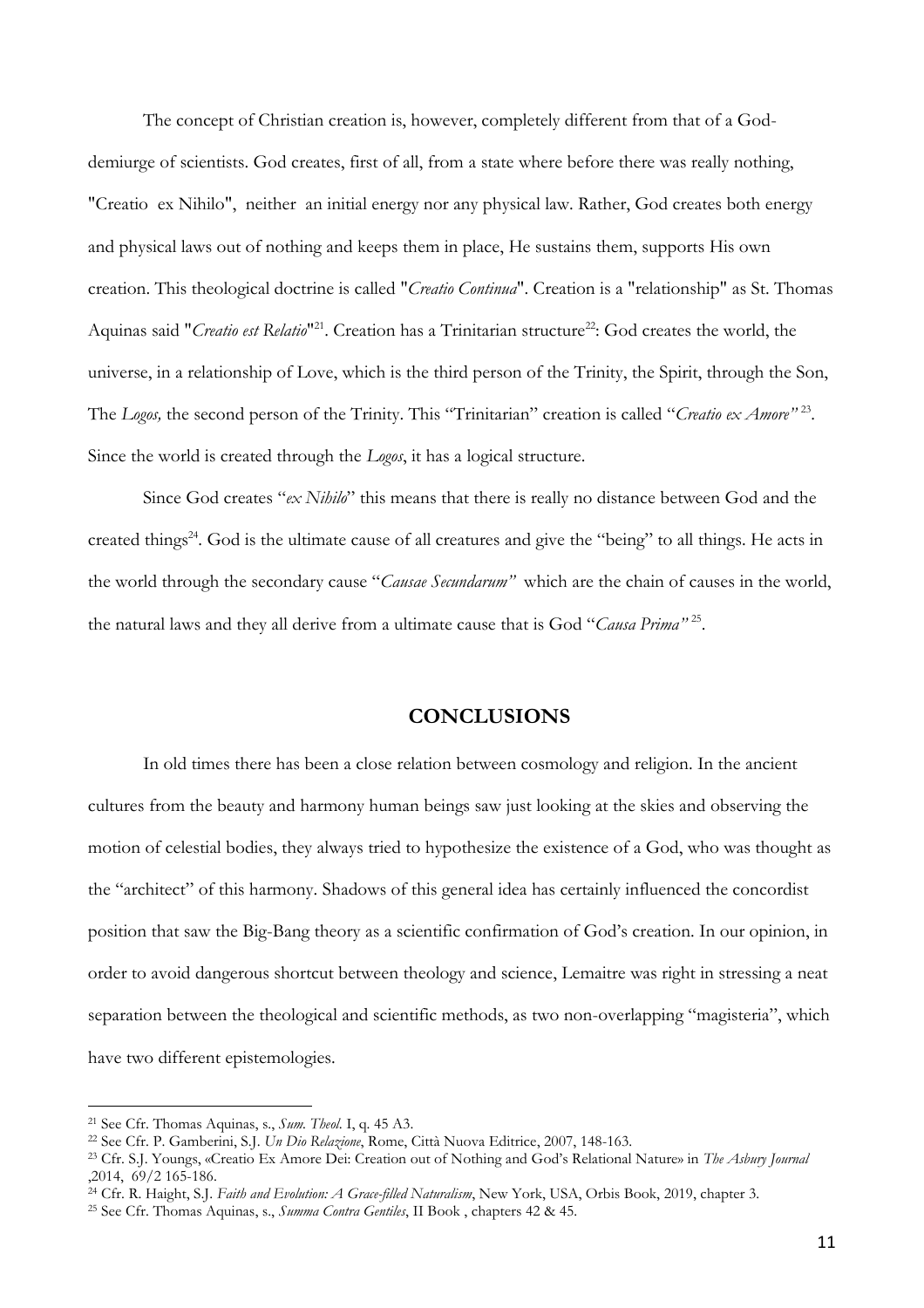The concept of Christian creation is, however, completely different from that of a God-demiurge of scientists. God creates, first of all, from a state where before there was really nothing, "Creatio ex Nihilo", neither an initial energy nor any physical law. Rather, God creates both energy and physical laws out of nothing and keeps them in place, He sustains them, supports His own creation. This theological doctrine is called "*Creatio Continua*". Creation is a "relationship" as St. Thomas Aquinas said "*Creatio est Relatio*"[21]. Creation has a Trinitarian structure[22]: God creates the world, the universe, in a relationship of Love, which is the third person of the Trinity, the Spirit, through the Son, The *Logos,* the second person of the Trinity. This "Trinitarian" creation is called "*Creatio ex Amore"*[23]. Since the world is created through the *Logos*, it has a logical structure.

Since God creates "*ex Nihilo*" this means that there is really no distance between God and the created things[24]. God is the ultimate cause of all creatures and give the "being" to all things. He acts in the world through the secondary cause "*Causae Secundarum"* which are the chain of causes in the world, the natural laws and they all derive from a ultimate cause that is God "*Causa Prima"*[25].

## CONCLUSIONS

In old times there has been a close relation between cosmology and religion. In the ancient cultures from the beauty and harmony human beings saw just looking at the skies and observing the motion of celestial bodies, they always tried to hypothesize the existence of a God, who was thought as the "architect" of this harmony. Shadows of this general idea has certainly influenced the concordist position that saw the Big-Bang theory as a scientific confirmation of God's creation. In our opinion, in order to avoid dangerous shortcut between theology and science, Lemaitre was right in stressing a neat separation between the theological and scientific methods, as two non-overlapping "magisteria", which have two different epistemologies.

---

[21] See Cfr. Thomas Aquinas, s., *Sum. Theol*. I, q. 45 A3.

[22] See Cfr. P. Gamberini, S.J. *Un Dio Relazione*, Rome, Città Nuova Editrice, 2007, 148-163.

[23] Cfr. S.J. Youngs, «Creatio Ex Amore Dei: Creation out of Nothing and God's Relational Nature» in *The Asbury Journal* ,2014, 69/2 165-186.

[24] Cfr. R. Haight, S.J. *Faith and Evolution: A Grace-filled Naturalism*, New York, USA, Orbis Book, 2019, chapter 3.

[25] See Cfr. Thomas Aquinas, s., *Summa Contra Gentiles*, II Book , chapters 42 & 45.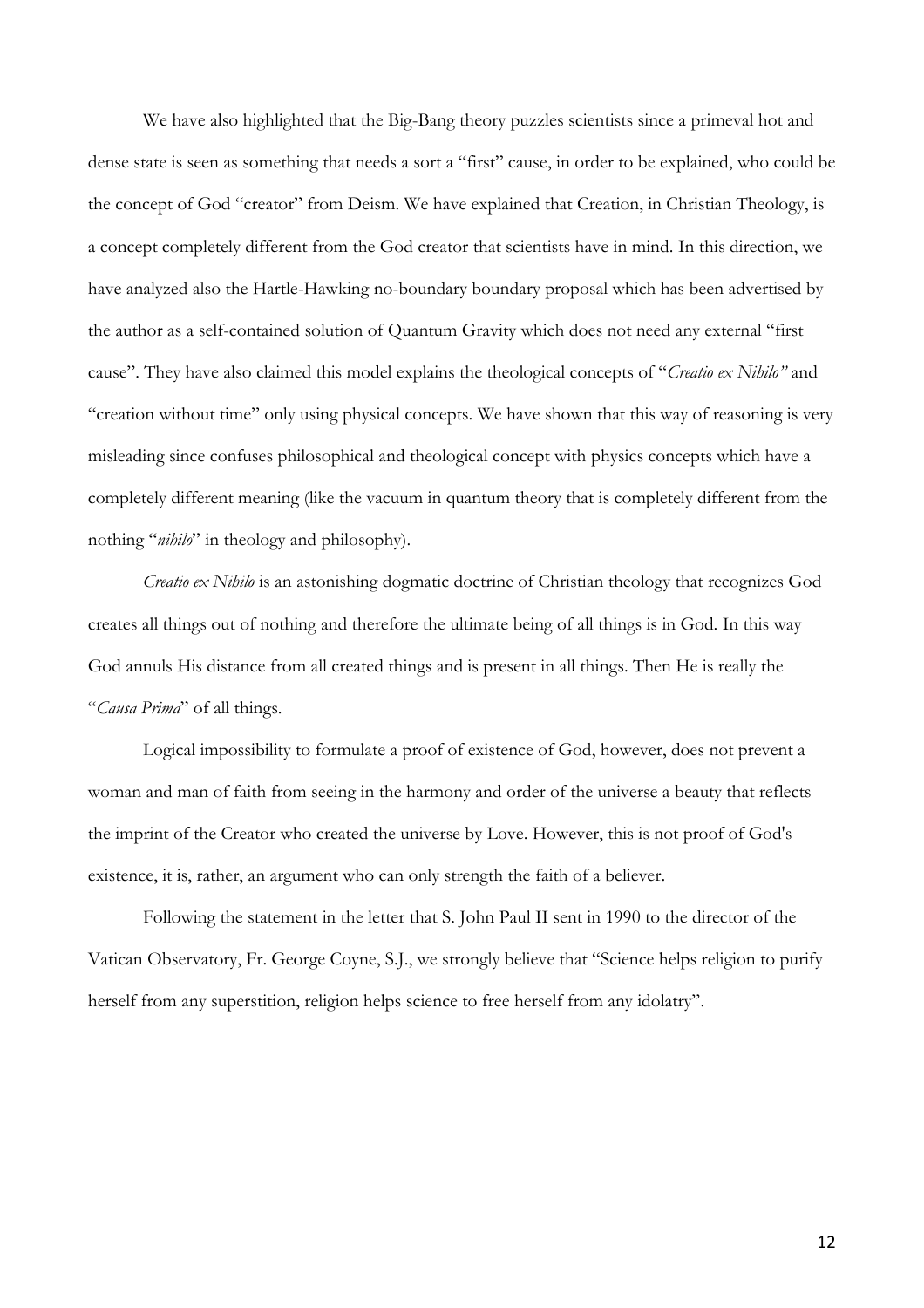We have also highlighted that the Big-Bang theory puzzles scientists since a primeval hot and dense state is seen as something that needs a sort a "first" cause, in order to be explained, who could be the concept of God "creator" from Deism. We have explained that Creation, in Christian Theology, is a concept completely different from the God creator that scientists have in mind. In this direction, we have analyzed also the Hartle-Hawking no-boundary boundary proposal which has been advertised by the author as a self-contained solution of Quantum Gravity which does not need any external "first cause". They have also claimed this model explains the theological concepts of "*Creatio ex Nihilo"* and "creation without time" only using physical concepts. We have shown that this way of reasoning is very misleading since confuses philosophical and theological concept with physics concepts which have a completely different meaning (like the vacuum in quantum theory that is completely different from the nothing "*nihilo*" in theology and philosophy).

*Creatio ex Nihilo* is an astonishing dogmatic doctrine of Christian theology that recognizes God creates all things out of nothing and therefore the ultimate being of all things is in God. In this way God annuls His distance from all created things and is present in all things. Then He is really the "*Causa Prima*" of all things.

Logical impossibility to formulate a proof of existence of God, however, does not prevent a woman and man of faith from seeing in the harmony and order of the universe a beauty that reflects the imprint of the Creator who created the universe by Love. However, this is not proof of God's existence, it is, rather, an argument who can only strength the faith of a believer.

Following the statement in the letter that S. John Paul II sent in 1990 to the director of the Vatican Observatory, Fr. George Coyne, S.J., we strongly believe that "Science helps religion to purify herself from any superstition, religion helps science to free herself from any idolatry".